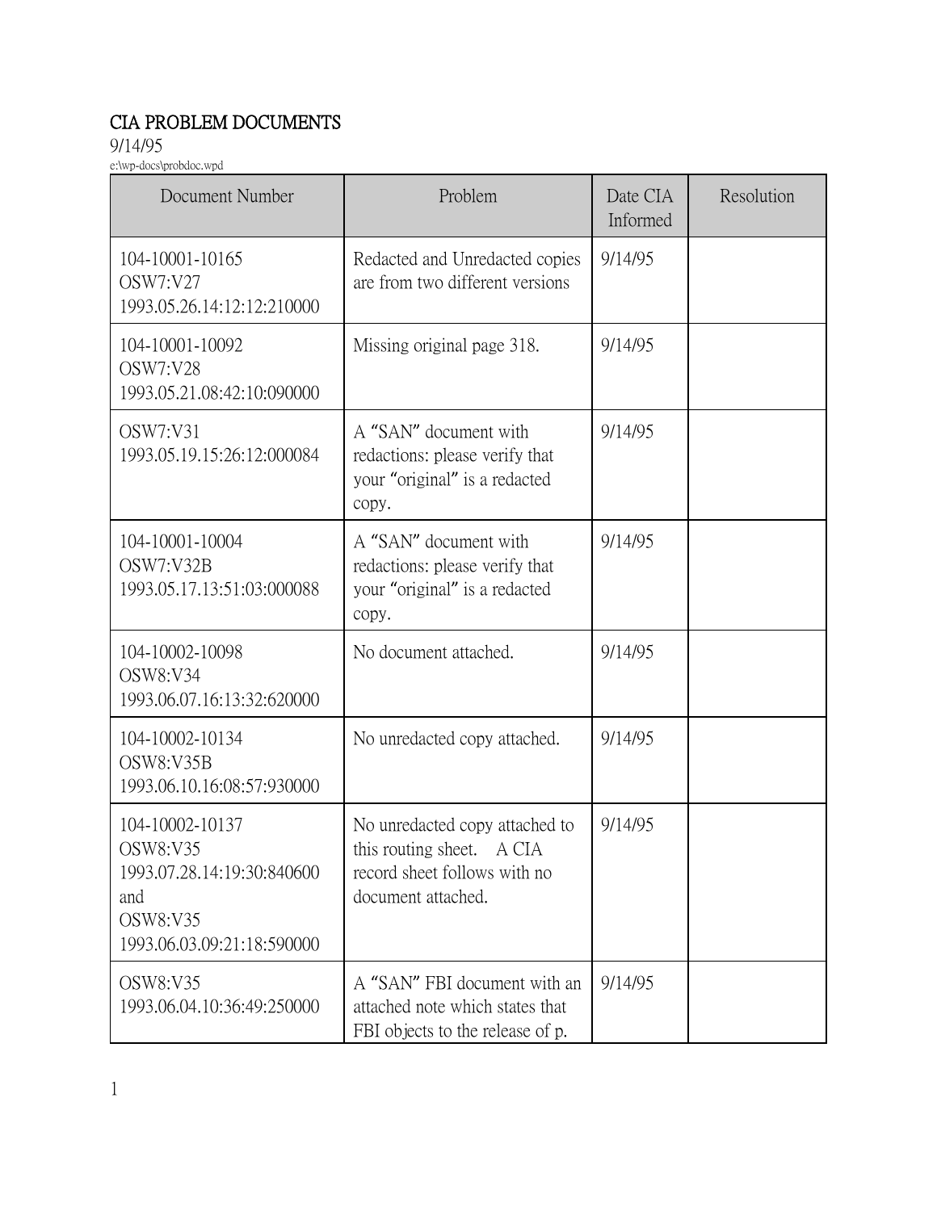# CIA PROBLEM DOCUMENTS

9/14/95

e:\wp-docs\probdoc.wpd

| Document Number | Problem | Date CIA Informed | Resolution |
|---|---|---|---|
| 104-10001-10165<br>OSW7:V27<br>1993.05.26.14:12:12:210000 | Redacted and Unredacted copies are from two different versions | 9/14/95 | |
| 104-10001-10092<br>OSW7:V28<br>1993.05.21.08:42:10:090000 | Missing original page 318. | 9/14/95 | |
| OSW7:V31<br>1993.05.19.15:26:12:000084 | A "SAN" document with redactions: please verify that your "original" is a redacted copy. | 9/14/95 | |
| 104-10001-10004<br>OSW7:V32B<br>1993.05.17.13:51:03:000088 | A "SAN" document with redactions: please verify that your "original" is a redacted copy. | 9/14/95 | |
| 104-10002-10098<br>OSW8:V34<br>1993.06.07.16:13:32:620000 | No document attached. | 9/14/95 | |
| 104-10002-10134<br>OSW8:V35B<br>1993.06.10.16:08:57:930000 | No unredacted copy attached. | 9/14/95 | |
| 104-10002-10137<br>OSW8:V35<br>1993.07.28.14:19:30:840600<br>and<br>OSW8:V35<br>1993.06.03.09:21:18:590000 | No unredacted copy attached to this routing sheet. A CIA record sheet follows with no document attached. | 9/14/95 | |
| OSW8:V35<br>1993.06.04.10:36:49:250000 | A "SAN" FBI document with an attached note which states that FBI objects to the release of p. | 9/14/95 | |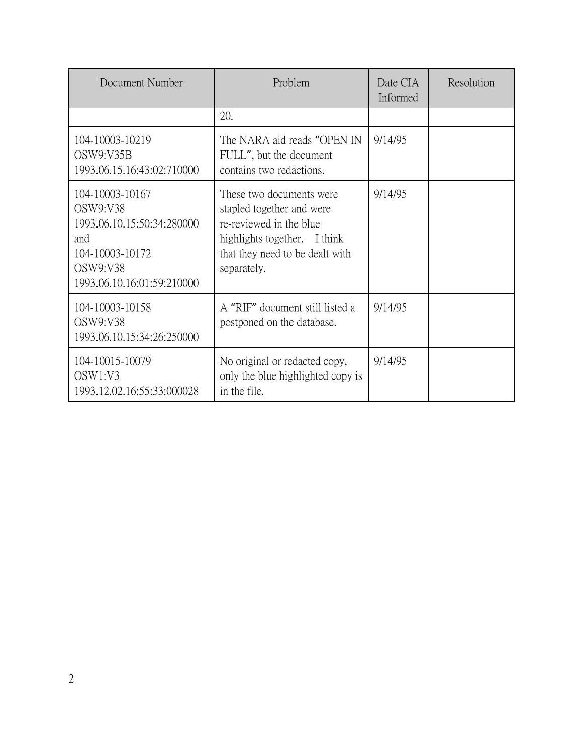| Document Number | Problem | Date CIA Informed | Resolution |
|---|---|---|---|
| | 20. | | |
| 104-10003-10219<br>OSW9:V35B<br>1993.06.15.16:43:02:710000 | The NARA aid reads "OPEN IN FULL", but the document contains two redactions. | 9/14/95 | |
| 104-10003-10167<br>OSW9:V38<br>1993.06.10.15:50:34:280000<br>and<br>104-10003-10172<br>OSW9:V38<br>1993.06.10.16:01:59:210000 | These two documents were stapled together and were re-reviewed in the blue highlights together. I think that they need to be dealt with separately. | 9/14/95 | |
| 104-10003-10158<br>OSW9:V38<br>1993.06.10.15:34:26:250000 | A "RIF" document still listed a postponed on the database. | 9/14/95 | |
| 104-10015-10079<br>OSW1:V3<br>1993.12.02.16:55:33:000028 | No original or redacted copy, only the blue highlighted copy is in the file. | 9/14/95 | |